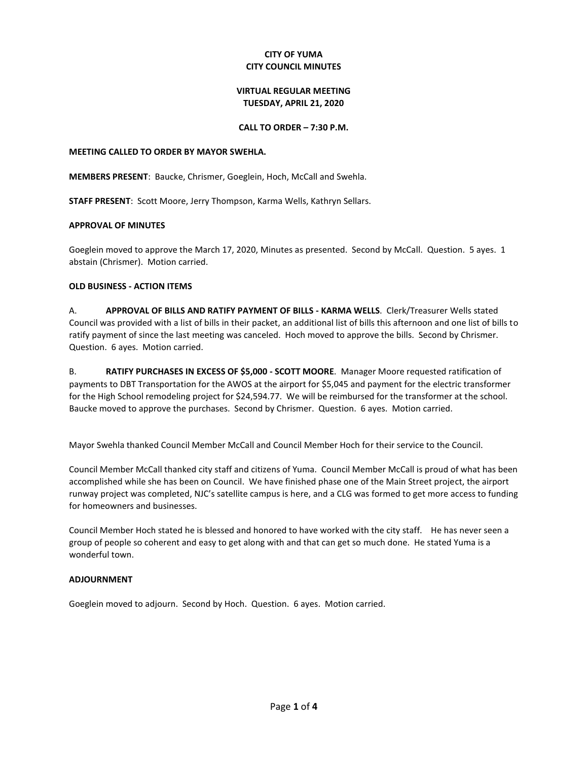# CITY OF YUMA
# CITY COUNCIL MINUTES

## VIRTUAL REGULAR MEETING
## TUESDAY, APRIL 21, 2020

### CALL TO ORDER – 7:30 P.M.

**MEETING CALLED TO ORDER BY MAYOR SWEHLA.**

**MEMBERS PRESENT**: Baucke, Chrismer, Goeglein, Hoch, McCall and Swehla.

**STAFF PRESENT**: Scott Moore, Jerry Thompson, Karma Wells, Kathryn Sellars.

**APPROVAL OF MINUTES**

Goeglein moved to approve the March 17, 2020, Minutes as presented. Second by McCall. Question. 5 ayes. 1 abstain (Chrismer). Motion carried.

**OLD BUSINESS - ACTION ITEMS**

A. **APPROVAL OF BILLS AND RATIFY PAYMENT OF BILLS - KARMA WELLS**. Clerk/Treasurer Wells stated Council was provided with a list of bills in their packet, an additional list of bills this afternoon and one list of bills to ratify payment of since the last meeting was canceled. Hoch moved to approve the bills. Second by Chrismer. Question. 6 ayes. Motion carried.

B. **RATIFY PURCHASES IN EXCESS OF $5,000 - SCOTT MOORE**. Manager Moore requested ratification of payments to DBT Transportation for the AWOS at the airport for $5,045 and payment for the electric transformer for the High School remodeling project for $24,594.77. We will be reimbursed for the transformer at the school. Baucke moved to approve the purchases. Second by Chrismer. Question. 6 ayes. Motion carried.

Mayor Swehla thanked Council Member McCall and Council Member Hoch for their service to the Council.

Council Member McCall thanked city staff and citizens of Yuma. Council Member McCall is proud of what has been accomplished while she has been on Council. We have finished phase one of the Main Street project, the airport runway project was completed, NJC's satellite campus is here, and a CLG was formed to get more access to funding for homeowners and businesses.

Council Member Hoch stated he is blessed and honored to have worked with the city staff. He has never seen a group of people so coherent and easy to get along with and that can get so much done. He stated Yuma is a wonderful town.

**ADJOURNMENT**

Goeglein moved to adjourn. Second by Hoch. Question. 6 ayes. Motion carried.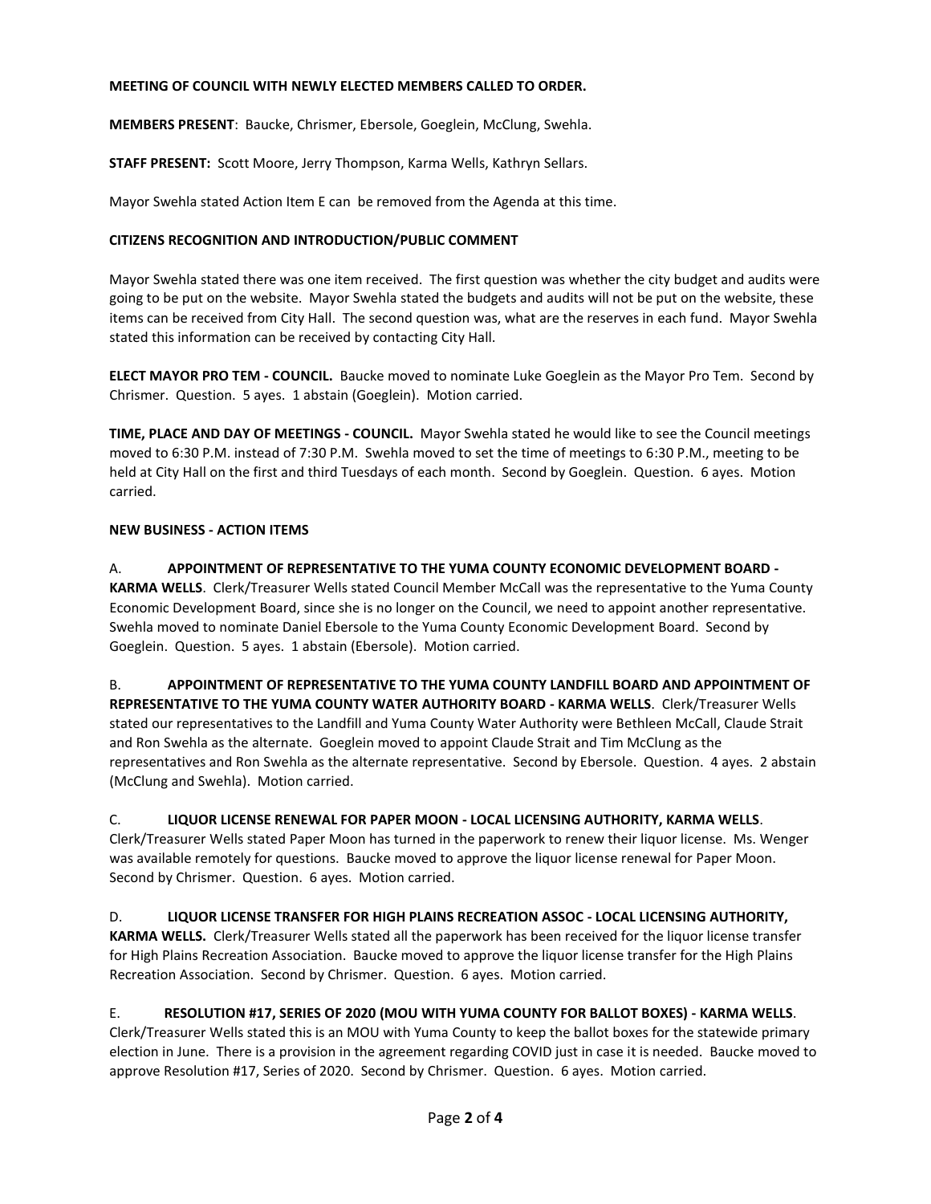**MEETING OF COUNCIL WITH NEWLY ELECTED MEMBERS CALLED TO ORDER.**

**MEMBERS PRESENT**: Baucke, Chrismer, Ebersole, Goeglein, McClung, Swehla.

**STAFF PRESENT:** Scott Moore, Jerry Thompson, Karma Wells, Kathryn Sellars.

Mayor Swehla stated Action Item E can be removed from the Agenda at this time.

**CITIZENS RECOGNITION AND INTRODUCTION/PUBLIC COMMENT**

Mayor Swehla stated there was one item received. The first question was whether the city budget and audits were going to be put on the website. Mayor Swehla stated the budgets and audits will not be put on the website, these items can be received from City Hall. The second question was, what are the reserves in each fund. Mayor Swehla stated this information can be received by contacting City Hall.

**ELECT MAYOR PRO TEM - COUNCIL.** Baucke moved to nominate Luke Goeglein as the Mayor Pro Tem. Second by Chrismer. Question. 5 ayes. 1 abstain (Goeglein). Motion carried.

**TIME, PLACE AND DAY OF MEETINGS - COUNCIL.** Mayor Swehla stated he would like to see the Council meetings moved to 6:30 P.M. instead of 7:30 P.M. Swehla moved to set the time of meetings to 6:30 P.M., meeting to be held at City Hall on the first and third Tuesdays of each month. Second by Goeglein. Question. 6 ayes. Motion carried.

**NEW BUSINESS - ACTION ITEMS**

A. **APPOINTMENT OF REPRESENTATIVE TO THE YUMA COUNTY ECONOMIC DEVELOPMENT BOARD - KARMA WELLS**. Clerk/Treasurer Wells stated Council Member McCall was the representative to the Yuma County Economic Development Board, since she is no longer on the Council, we need to appoint another representative. Swehla moved to nominate Daniel Ebersole to the Yuma County Economic Development Board. Second by Goeglein. Question. 5 ayes. 1 abstain (Ebersole). Motion carried.

B. **APPOINTMENT OF REPRESENTATIVE TO THE YUMA COUNTY LANDFILL BOARD AND APPOINTMENT OF REPRESENTATIVE TO THE YUMA COUNTY WATER AUTHORITY BOARD - KARMA WELLS**. Clerk/Treasurer Wells stated our representatives to the Landfill and Yuma County Water Authority were Bethleen McCall, Claude Strait and Ron Swehla as the alternate. Goeglein moved to appoint Claude Strait and Tim McClung as the representatives and Ron Swehla as the alternate representative. Second by Ebersole. Question. 4 ayes. 2 abstain (McClung and Swehla). Motion carried.

C. **LIQUOR LICENSE RENEWAL FOR PAPER MOON - LOCAL LICENSING AUTHORITY, KARMA WELLS**. Clerk/Treasurer Wells stated Paper Moon has turned in the paperwork to renew their liquor license. Ms. Wenger was available remotely for questions. Baucke moved to approve the liquor license renewal for Paper Moon. Second by Chrismer. Question. 6 ayes. Motion carried.

D. **LIQUOR LICENSE TRANSFER FOR HIGH PLAINS RECREATION ASSOC - LOCAL LICENSING AUTHORITY, KARMA WELLS.** Clerk/Treasurer Wells stated all the paperwork has been received for the liquor license transfer for High Plains Recreation Association. Baucke moved to approve the liquor license transfer for the High Plains Recreation Association. Second by Chrismer. Question. 6 ayes. Motion carried.

E. **RESOLUTION #17, SERIES OF 2020 (MOU WITH YUMA COUNTY FOR BALLOT BOXES) - KARMA WELLS**. Clerk/Treasurer Wells stated this is an MOU with Yuma County to keep the ballot boxes for the statewide primary election in June. There is a provision in the agreement regarding COVID just in case it is needed. Baucke moved to approve Resolution #17, Series of 2020. Second by Chrismer. Question. 6 ayes. Motion carried.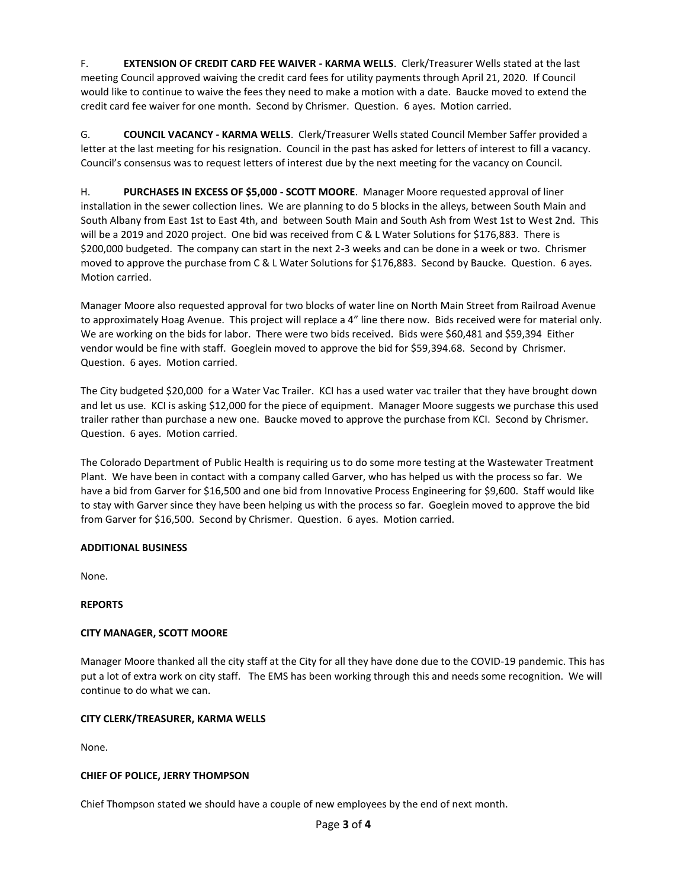F. **EXTENSION OF CREDIT CARD FEE WAIVER - KARMA WELLS**. Clerk/Treasurer Wells stated at the last meeting Council approved waiving the credit card fees for utility payments through April 21, 2020. If Council would like to continue to waive the fees they need to make a motion with a date. Baucke moved to extend the credit card fee waiver for one month. Second by Chrismer. Question. 6 ayes. Motion carried.

G. **COUNCIL VACANCY - KARMA WELLS**. Clerk/Treasurer Wells stated Council Member Saffer provided a letter at the last meeting for his resignation. Council in the past has asked for letters of interest to fill a vacancy. Council's consensus was to request letters of interest due by the next meeting for the vacancy on Council.

H. **PURCHASES IN EXCESS OF $5,000 - SCOTT MOORE**. Manager Moore requested approval of liner installation in the sewer collection lines. We are planning to do 5 blocks in the alleys, between South Main and South Albany from East 1st to East 4th, and between South Main and South Ash from West 1st to West 2nd. This will be a 2019 and 2020 project. One bid was received from C & L Water Solutions for $176,883. There is $200,000 budgeted. The company can start in the next 2-3 weeks and can be done in a week or two. Chrismer moved to approve the purchase from C & L Water Solutions for $176,883. Second by Baucke. Question. 6 ayes. Motion carried.

Manager Moore also requested approval for two blocks of water line on North Main Street from Railroad Avenue to approximately Hoag Avenue. This project will replace a 4" line there now. Bids received were for material only. We are working on the bids for labor. There were two bids received. Bids were $60,481 and $59,394 Either vendor would be fine with staff. Goeglein moved to approve the bid for $59,394.68. Second by Chrismer. Question. 6 ayes. Motion carried.

The City budgeted $20,000 for a Water Vac Trailer. KCI has a used water vac trailer that they have brought down and let us use. KCI is asking $12,000 for the piece of equipment. Manager Moore suggests we purchase this used trailer rather than purchase a new one. Baucke moved to approve the purchase from KCI. Second by Chrismer. Question. 6 ayes. Motion carried.

The Colorado Department of Public Health is requiring us to do some more testing at the Wastewater Treatment Plant. We have been in contact with a company called Garver, who has helped us with the process so far. We have a bid from Garver for $16,500 and one bid from Innovative Process Engineering for $9,600. Staff would like to stay with Garver since they have been helping us with the process so far. Goeglein moved to approve the bid from Garver for $16,500. Second by Chrismer. Question. 6 ayes. Motion carried.

**ADDITIONAL BUSINESS**

None.

**REPORTS**

**CITY MANAGER, SCOTT MOORE**

Manager Moore thanked all the city staff at the City for all they have done due to the COVID-19 pandemic. This has put a lot of extra work on city staff. The EMS has been working through this and needs some recognition. We will continue to do what we can.

**CITY CLERK/TREASURER, KARMA WELLS**

None.

**CHIEF OF POLICE, JERRY THOMPSON**

Chief Thompson stated we should have a couple of new employees by the end of next month.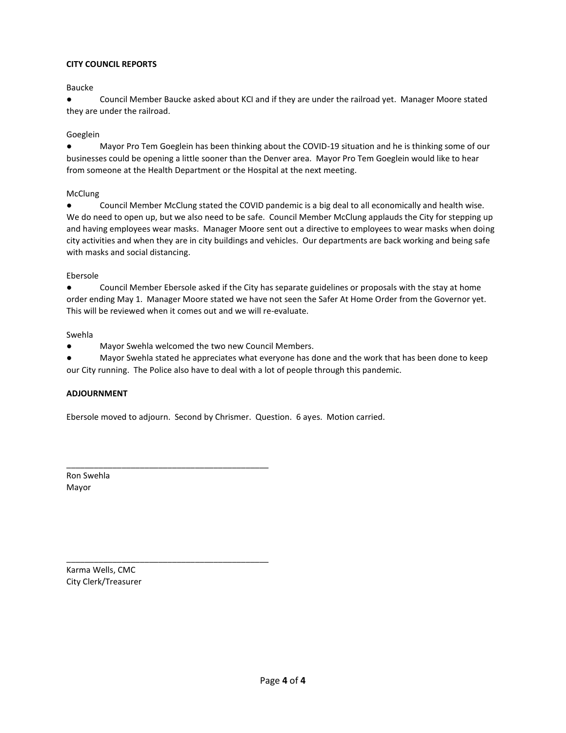**CITY COUNCIL REPORTS**

Baucke

- Council Member Baucke asked about KCI and if they are under the railroad yet. Manager Moore stated they are under the railroad.

Goeglein

- Mayor Pro Tem Goeglein has been thinking about the COVID-19 situation and he is thinking some of our businesses could be opening a little sooner than the Denver area. Mayor Pro Tem Goeglein would like to hear from someone at the Health Department or the Hospital at the next meeting.

McClung

- Council Member McClung stated the COVID pandemic is a big deal to all economically and health wise. We do need to open up, but we also need to be safe. Council Member McClung applauds the City for stepping up and having employees wear masks. Manager Moore sent out a directive to employees to wear masks when doing city activities and when they are in city buildings and vehicles. Our departments are back working and being safe with masks and social distancing.

Ebersole

- Council Member Ebersole asked if the City has separate guidelines or proposals with the stay at home order ending May 1. Manager Moore stated we have not seen the Safer At Home Order from the Governor yet. This will be reviewed when it comes out and we will re-evaluate.

Swehla

- Mayor Swehla welcomed the two new Council Members.
- Mayor Swehla stated he appreciates what everyone has done and the work that has been done to keep our City running. The Police also have to deal with a lot of people through this pandemic.

**ADJOURNMENT**

Ebersole moved to adjourn. Second by Chrismer. Question. 6 ayes. Motion carried.

_____________________________________________

Ron Swehla
Mayor

_____________________________________________

Karma Wells, CMC
City Clerk/Treasurer